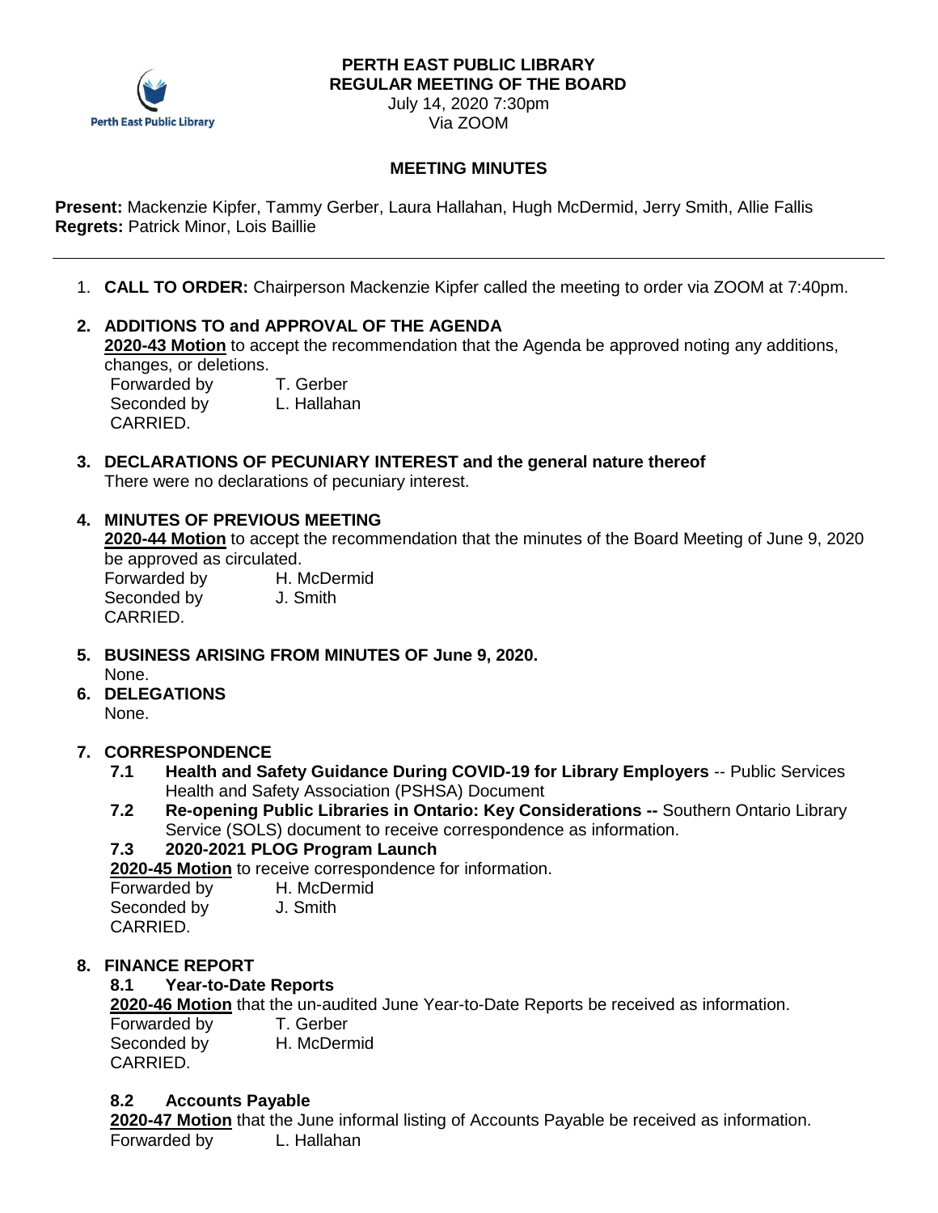**PERTH EAST PUBLIC LIBRARY**
**REGULAR MEETING OF THE BOARD**
July 14, 2020 7:30pm
Via ZOOM

**MEETING MINUTES**

**Present:** Mackenzie Kipfer, Tammy Gerber, Laura Hallahan, Hugh McDermid, Jerry Smith, Allie Fallis
**Regrets:** Patrick Minor, Lois Baillie

---

1. **CALL TO ORDER:** Chairperson Mackenzie Kipfer called the meeting to order via ZOOM at 7:40pm.

2. **ADDITIONS TO and APPROVAL OF THE AGENDA**
   **2020-43 Motion** to accept the recommendation that the Agenda be approved noting any additions, changes, or deletions.
   Forwarded by T. Gerber
   Seconded by L. Hallahan
   CARRIED.

3. **DECLARATIONS OF PECUNIARY INTEREST and the general nature thereof**
   There were no declarations of pecuniary interest.

4. **MINUTES OF PREVIOUS MEETING**
   **2020-44 Motion** to accept the recommendation that the minutes of the Board Meeting of June 9, 2020 be approved as circulated.
   Forwarded by H. McDermid
   Seconded by J. Smith
   CARRIED.

5. **BUSINESS ARISING FROM MINUTES OF June 9, 2020.**
   None.

6. **DELEGATIONS**
   None.

7. **CORRESPONDENCE**
   **7.1 Health and Safety Guidance During COVID-19 for Library Employers** -- Public Services Health and Safety Association (PSHSA) Document
   **7.2 Re-opening Public Libraries in Ontario: Key Considerations --** Southern Ontario Library Service (SOLS) document to receive correspondence as information.
   **7.3 2020-2021 PLOG Program Launch**
   **2020-45 Motion** to receive correspondence for information.
   Forwarded by H. McDermid
   Seconded by J. Smith
   CARRIED.

8. **FINANCE REPORT**
   **8.1 Year-to-Date Reports**
   **2020-46 Motion** that the un-audited June Year-to-Date Reports be received as information.
   Forwarded by T. Gerber
   Seconded by H. McDermid
   CARRIED.

   **8.2 Accounts Payable**
   **2020-47 Motion** that the June informal listing of Accounts Payable be received as information.
   Forwarded by L. Hallahan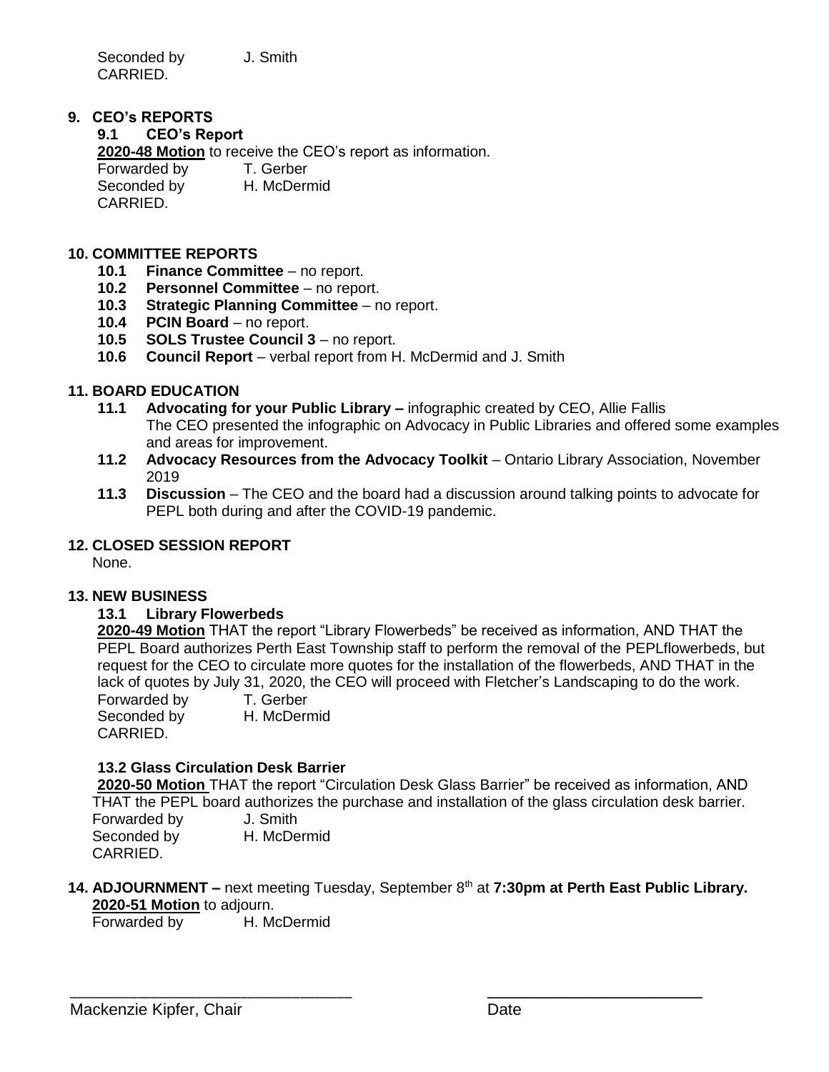Seconded by J. Smith
CARRIED.

## 9. CEO's REPORTS

### 9.1 CEO's Report

**2020-48 Motion** to receive the CEO's report as information.
Forwarded by T. Gerber
Seconded by H. McDermid
CARRIED.

## 10. COMMITTEE REPORTS

- **10.1 Finance Committee** – no report.
- **10.2 Personnel Committee** – no report.
- **10.3 Strategic Planning Committee** – no report.
- **10.4 PCIN Board** – no report.
- **10.5 SOLS Trustee Council 3** – no report.
- **10.6 Council Report** – verbal report from H. McDermid and J. Smith

## 11. BOARD EDUCATION

- **11.1 Advocating for your Public Library –** infographic created by CEO, Allie Fallis
  The CEO presented the infographic on Advocacy in Public Libraries and offered some examples and areas for improvement.
- **11.2 Advocacy Resources from the Advocacy Toolkit** – Ontario Library Association, November 2019
- **11.3 Discussion** – The CEO and the board had a discussion around talking points to advocate for PEPL both during and after the COVID-19 pandemic.

## 12. CLOSED SESSION REPORT

None.

## 13. NEW BUSINESS

### 13.1 Library Flowerbeds

**2020-49 Motion** THAT the report "Library Flowerbeds" be received as information, AND THAT the PEPL Board authorizes Perth East Township staff to perform the removal of the PEPLflowerbeds, but request for the CEO to circulate more quotes for the installation of the flowerbeds, AND THAT in the lack of quotes by July 31, 2020, the CEO will proceed with Fletcher's Landscaping to do the work.
Forwarded by T. Gerber
Seconded by H. McDermid
CARRIED.

### 13.2 Glass Circulation Desk Barrier

**2020-50 Motion** THAT the report "Circulation Desk Glass Barrier" be received as information, AND THAT the PEPL board authorizes the purchase and installation of the glass circulation desk barrier.
Forwarded by J. Smith
Seconded by H. McDermid
CARRIED.

## 14. ADJOURNMENT – next meeting Tuesday, September 8th at **7:30pm at Perth East Public Library.**

**2020-51 Motion** to adjourn.
Forwarded by H. McDermid

\_\_\_\_\_\_\_\_\_\_\_\_\_\_\_\_\_\_\_\_\_\_\_\_\_\_\_\_\_\_\_\_ \_\_\_\_\_\_\_\_\_\_\_\_\_\_\_\_\_\_\_\_\_\_\_\_
Mackenzie Kipfer, Chair Date